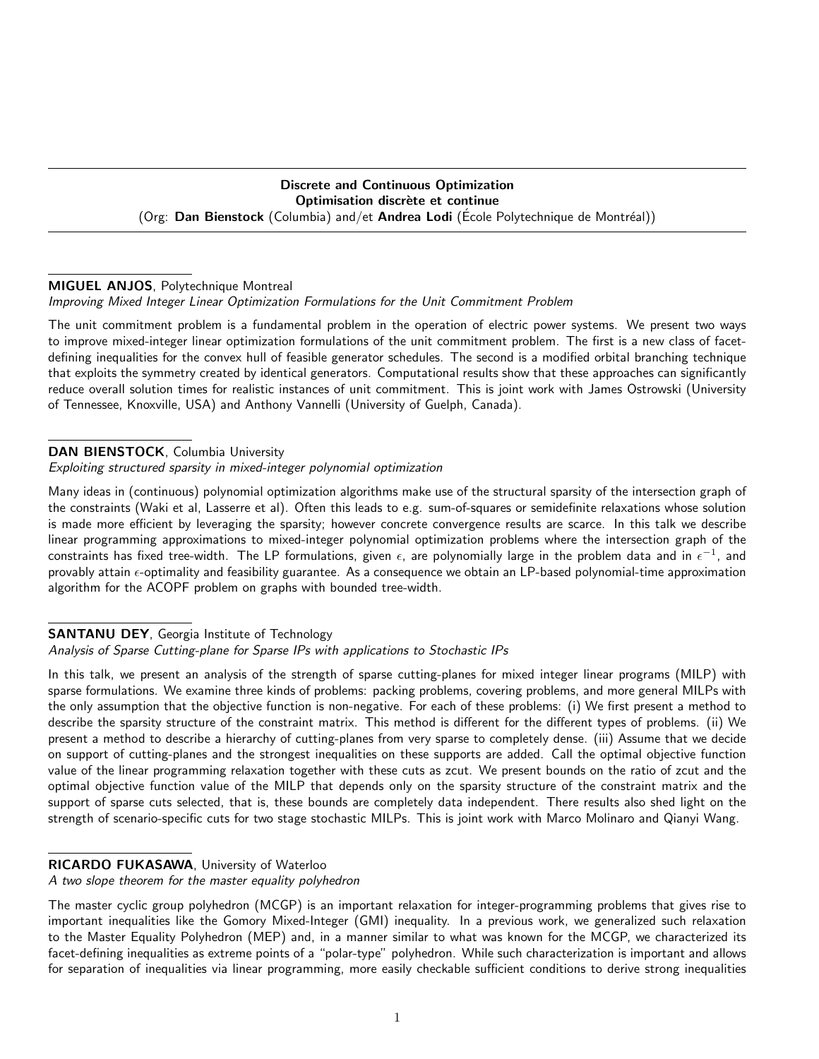## Discrete and Continuous Optimization
## Optimisation discrète et continue

(Org: **Dan Bienstock** (Columbia) and/et **Andrea Lodi** (École Polytechnique de Montréal))

---

**MIGUEL ANJOS**, Polytechnique Montreal

*Improving Mixed Integer Linear Optimization Formulations for the Unit Commitment Problem*

The unit commitment problem is a fundamental problem in the operation of electric power systems. We present two ways to improve mixed-integer linear optimization formulations of the unit commitment problem. The first is a new class of facet-defining inequalities for the convex hull of feasible generator schedules. The second is a modified orbital branching technique that exploits the symmetry created by identical generators. Computational results show that these approaches can significantly reduce overall solution times for realistic instances of unit commitment. This is joint work with James Ostrowski (University of Tennessee, Knoxville, USA) and Anthony Vannelli (University of Guelph, Canada).

---

**DAN BIENSTOCK**, Columbia University

*Exploiting structured sparsity in mixed-integer polynomial optimization*

Many ideas in (continuous) polynomial optimization algorithms make use of the structural sparsity of the intersection graph of the constraints (Waki et al, Lasserre et al). Often this leads to e.g. sum-of-squares or semidefinite relaxations whose solution is made more efficient by leveraging the sparsity; however concrete convergence results are scarce. In this talk we describe linear programming approximations to mixed-integer polynomial optimization problems where the intersection graph of the constraints has fixed tree-width. The LP formulations, given $\epsilon$, are polynomially large in the problem data and in $\epsilon^{-1}$, and provably attain $\epsilon$-optimality and feasibility guarantee. As a consequence we obtain an LP-based polynomial-time approximation algorithm for the ACOPF problem on graphs with bounded tree-width.

---

**SANTANU DEY**, Georgia Institute of Technology

*Analysis of Sparse Cutting-plane for Sparse IPs with applications to Stochastic IPs*

In this talk, we present an analysis of the strength of sparse cutting-planes for mixed integer linear programs (MILP) with sparse formulations. We examine three kinds of problems: packing problems, covering problems, and more general MILPs with the only assumption that the objective function is non-negative. For each of these problems: (i) We first present a method to describe the sparsity structure of the constraint matrix. This method is different for the different types of problems. (ii) We present a method to describe a hierarchy of cutting-planes from very sparse to completely dense. (iii) Assume that we decide on support of cutting-planes and the strongest inequalities on these supports are added. Call the optimal objective function value of the linear programming relaxation together with these cuts as zcut. We present bounds on the ratio of zcut and the optimal objective function value of the MILP that depends only on the sparsity structure of the constraint matrix and the support of sparse cuts selected, that is, these bounds are completely data independent. There results also shed light on the strength of scenario-specific cuts for two stage stochastic MILPs. This is joint work with Marco Molinaro and Qianyi Wang.

---

**RICARDO FUKASAWA**, University of Waterloo

*A two slope theorem for the master equality polyhedron*

The master cyclic group polyhedron (MCGP) is an important relaxation for integer-programming problems that gives rise to important inequalities like the Gomory Mixed-Integer (GMI) inequality. In a previous work, we generalized such relaxation to the Master Equality Polyhedron (MEP) and, in a manner similar to what was known for the MCGP, we characterized its facet-defining inequalities as extreme points of a "polar-type" polyhedron. While such characterization is important and allows for separation of inequalities via linear programming, more easily checkable sufficient conditions to derive strong inequalities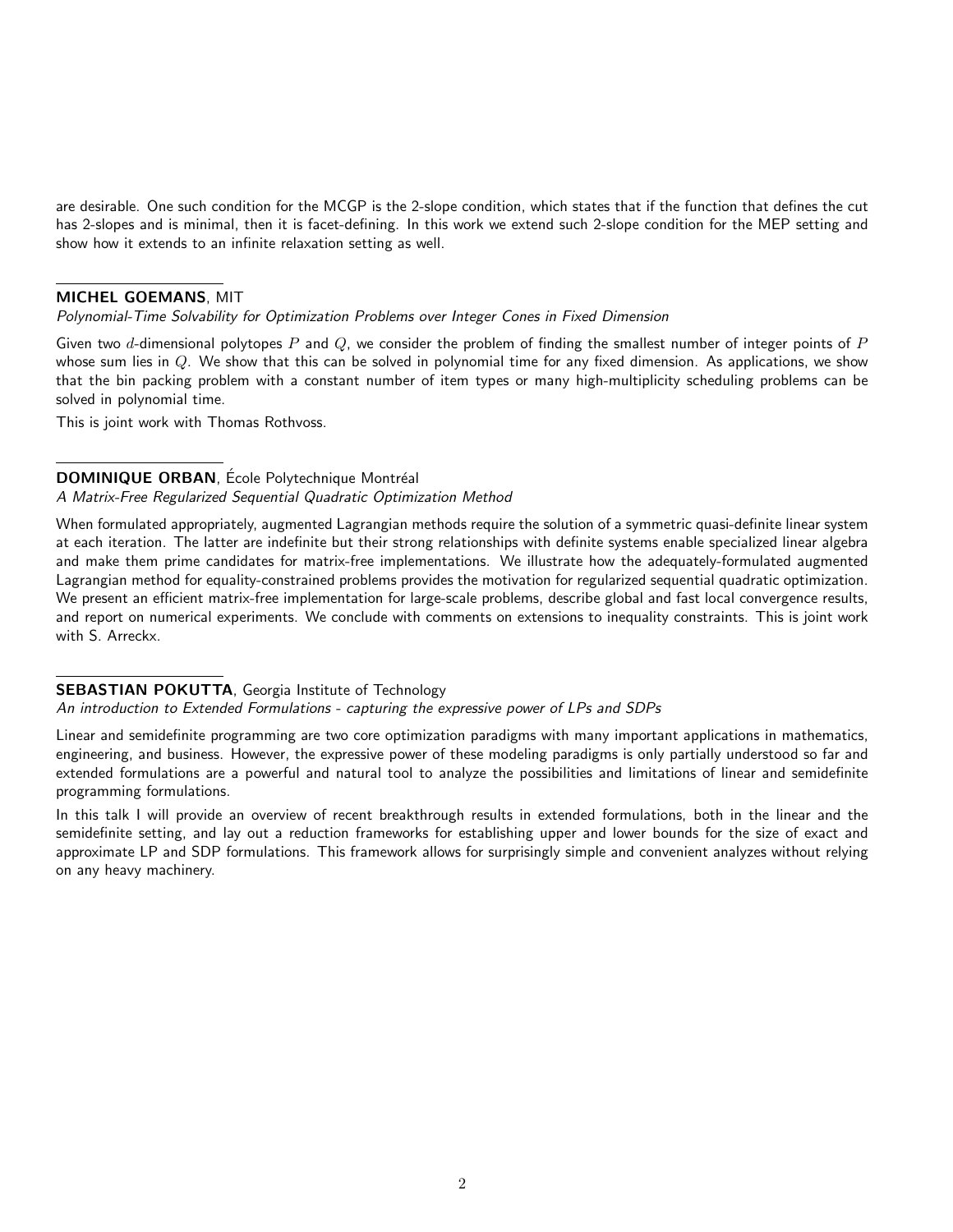are desirable. One such condition for the MCGP is the 2-slope condition, which states that if the function that defines the cut has 2-slopes and is minimal, then it is facet-defining. In this work we extend such 2-slope condition for the MEP setting and show how it extends to an infinite relaxation setting as well.

---

**MICHEL GOEMANS**, MIT

*Polynomial-Time Solvability for Optimization Problems over Integer Cones in Fixed Dimension*

Given two $d$-dimensional polytopes $P$ and $Q$, we consider the problem of finding the smallest number of integer points of $P$ whose sum lies in $Q$. We show that this can be solved in polynomial time for any fixed dimension. As applications, we show that the bin packing problem with a constant number of item types or many high-multiplicity scheduling problems can be solved in polynomial time.

This is joint work with Thomas Rothvoss.

---

**DOMINIQUE ORBAN**, École Polytechnique Montréal

*A Matrix-Free Regularized Sequential Quadratic Optimization Method*

When formulated appropriately, augmented Lagrangian methods require the solution of a symmetric quasi-definite linear system at each iteration. The latter are indefinite but their strong relationships with definite systems enable specialized linear algebra and make them prime candidates for matrix-free implementations. We illustrate how the adequately-formulated augmented Lagrangian method for equality-constrained problems provides the motivation for regularized sequential quadratic optimization. We present an efficient matrix-free implementation for large-scale problems, describe global and fast local convergence results, and report on numerical experiments. We conclude with comments on extensions to inequality constraints. This is joint work with S. Arreckx.

---

**SEBASTIAN POKUTTA**, Georgia Institute of Technology

*An introduction to Extended Formulations - capturing the expressive power of LPs and SDPs*

Linear and semidefinite programming are two core optimization paradigms with many important applications in mathematics, engineering, and business. However, the expressive power of these modeling paradigms is only partially understood so far and extended formulations are a powerful and natural tool to analyze the possibilities and limitations of linear and semidefinite programming formulations.

In this talk I will provide an overview of recent breakthrough results in extended formulations, both in the linear and the semidefinite setting, and lay out a reduction frameworks for establishing upper and lower bounds for the size of exact and approximate LP and SDP formulations. This framework allows for surprisingly simple and convenient analyzes without relying on any heavy machinery.